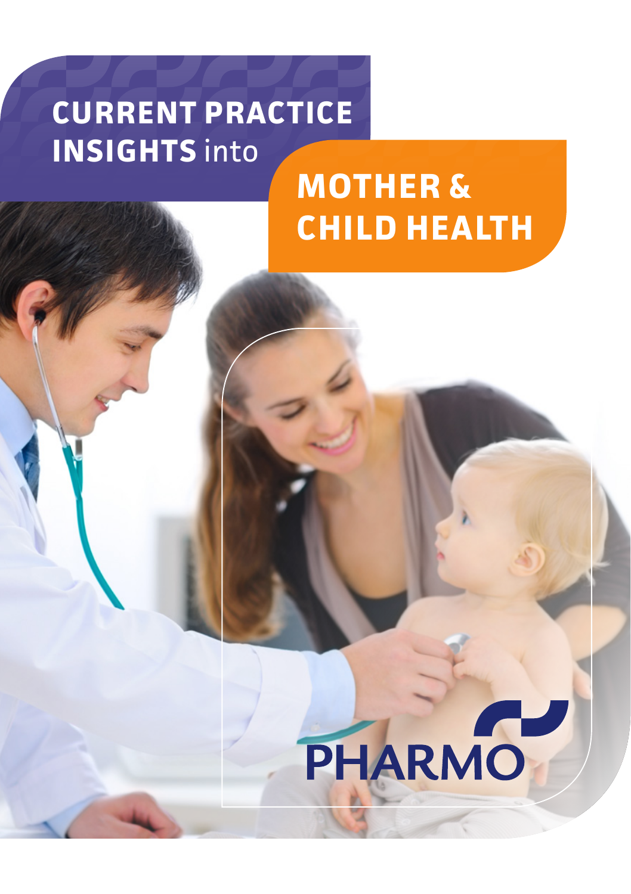# CURRENT PRACTICE INSIGHTS into MOTHER & CHILD HEALTH

PHARMO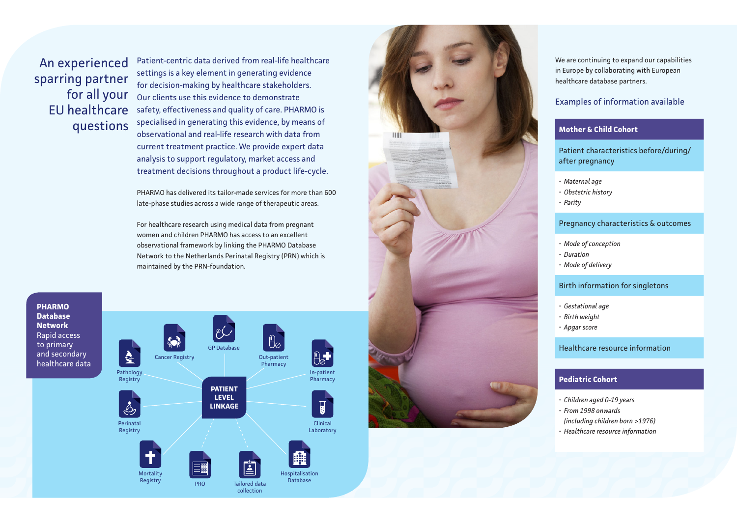# An experienced sparring partner for all your EU healthcare questions

Patient-centric data derived from real-life healthcare settings is a key element in generating evidence for decision-making by healthcare stakeholders. Our clients use this evidence to demonstrate safety, effectiveness and quality of care. PHARMO is specialised in generating this evidence, by means of observational and real-life research with data from current treatment practice. We provide expert data analysis to support regulatory, market access and treatment decisions throughout a product life-cycle.

PHARMO has delivered its tailor-made services for more than 600 late-phase studies across a wide range of therapeutic areas.

For healthcare research using medical data from pregnant women and children PHARMO has access to an excellent observational framework by linking the PHARMO Database Network to the Netherlands Perinatal Registry (PRN) which is maintained by the PRN-foundation.

**PHARMO Database Network**
Rapid access to primary and secondary healthcare data

**PATIENT LEVEL LINKAGE**

- Pathology Registry
- Cancer Registry
- GP Database
- Out-patient Pharmacy
- In-patient Pharmacy
- Perinatal Registry
- Clinical Laboratory
- Mortality Registry
- PRO
- Tailored data collection
- Hospitalisation Database

We are continuing to expand our capabilities in Europe by collaborating with European healthcare database partners.

## Examples of information available

### Mother & Child Cohort

**Patient characteristics before/during/after pregnancy**

- *Maternal age*
- *Obstetric history*
- *Parity*

**Pregnancy characteristics & outcomes**

- *Mode of conception*
- *Duration*
- *Mode of delivery*

**Birth information for singletons**

- *Gestational age*
- *Birth weight*
- *Apgar score*

**Healthcare resource information**

### Pediatric Cohort

- *Children aged 0-19 years*
- *From 1998 onwards (including children born >1976)*
- *Healthcare resource information*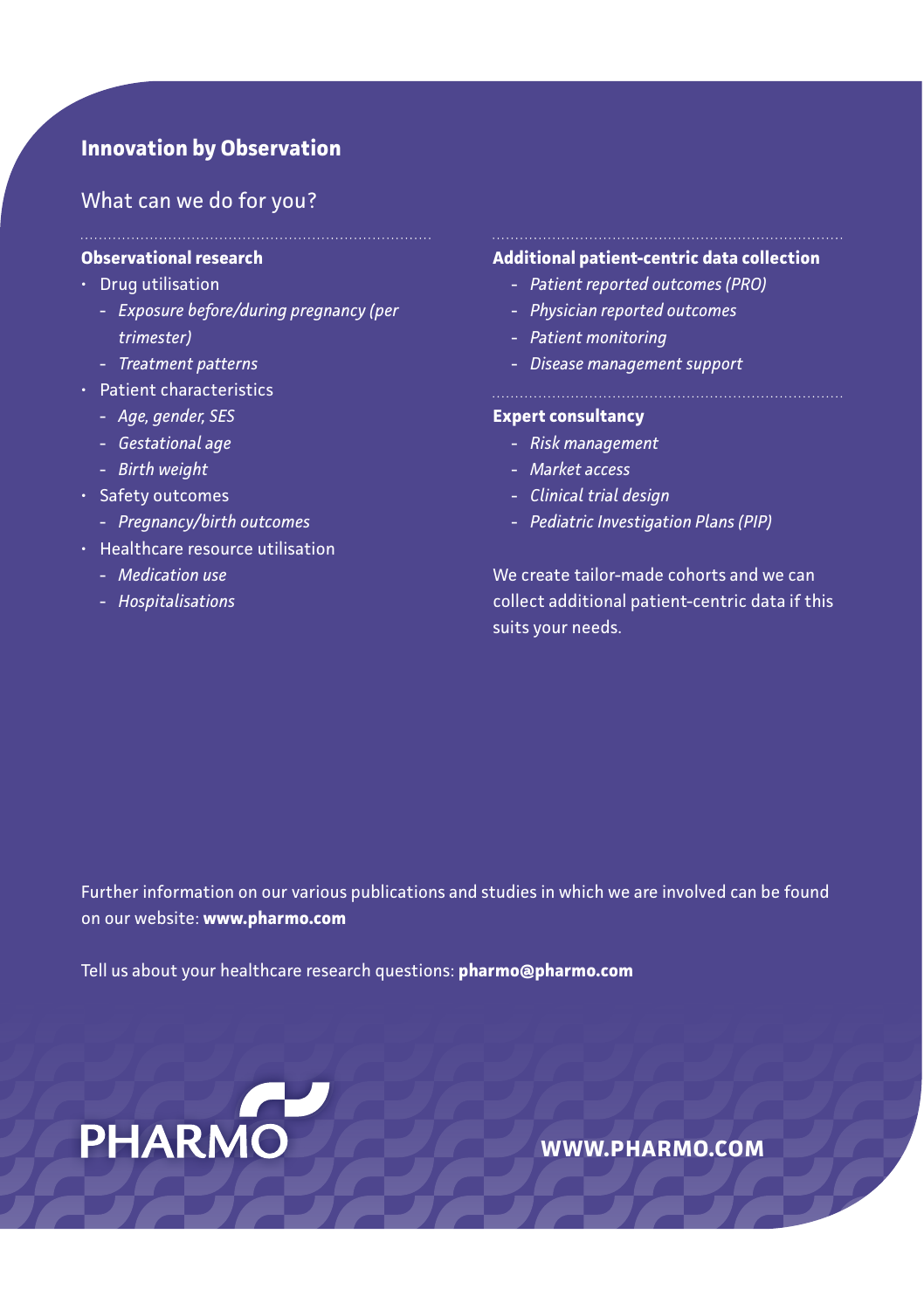## Innovation by Observation

What can we do for you?

### Observational research

- Drug utilisation
  - *Exposure before/during pregnancy (per trimester)*
  - *Treatment patterns*
- Patient characteristics
  - *Age, gender, SES*
  - *Gestational age*
  - *Birth weight*
- Safety outcomes
  - *Pregnancy/birth outcomes*
- Healthcare resource utilisation
  - *Medication use*
  - *Hospitalisations*

### Additional patient-centric data collection

- *Patient reported outcomes (PRO)*
- *Physician reported outcomes*
- *Patient monitoring*
- *Disease management support*

### Expert consultancy

- *Risk management*
- *Market access*
- *Clinical trial design*
- *Pediatric Investigation Plans (PIP)*

We create tailor-made cohorts and we can collect additional patient-centric data if this suits your needs.

Further information on our various publications and studies in which we are involved can be found on our website: **www.pharmo.com**

Tell us about your healthcare research questions: **pharmo@pharmo.com**

PHARMO

**WWW.PHARMO.COM**